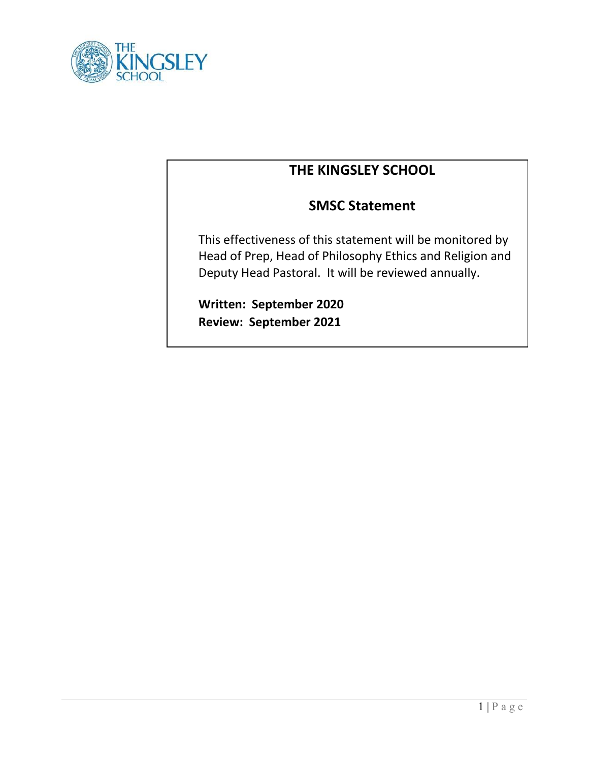# THE KINGSLEY SCHOOL

## SMSC Statement

This effectiveness of this statement will be monitored by Head of Prep, Head of Philosophy Ethics and Religion and Deputy Head Pastoral. It will be reviewed annually.

**Written: September 2020**
**Review: September 2021**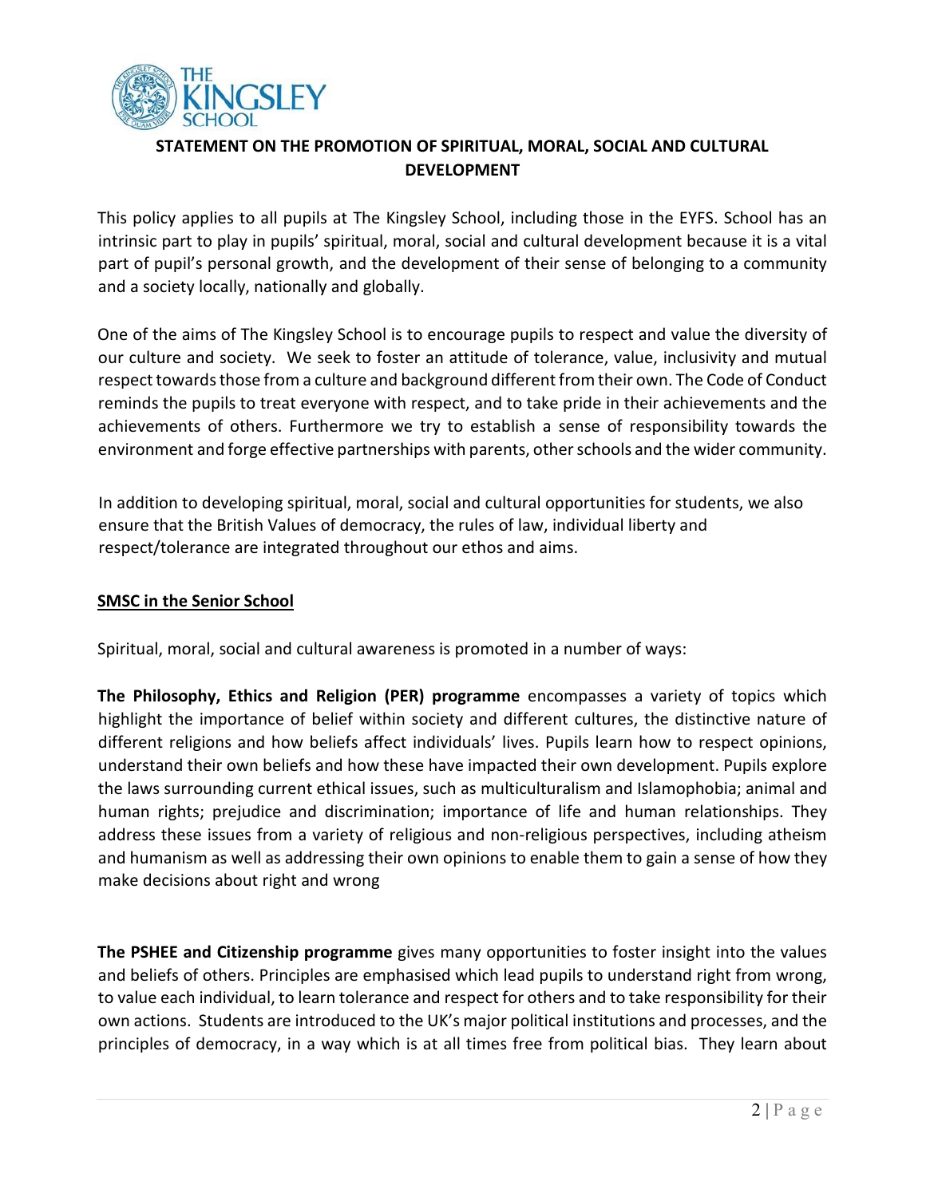## STATEMENT ON THE PROMOTION OF SPIRITUAL, MORAL, SOCIAL AND CULTURAL DEVELOPMENT

This policy applies to all pupils at The Kingsley School, including those in the EYFS. School has an intrinsic part to play in pupils' spiritual, moral, social and cultural development because it is a vital part of pupil's personal growth, and the development of their sense of belonging to a community and a society locally, nationally and globally.

One of the aims of The Kingsley School is to encourage pupils to respect and value the diversity of our culture and society. We seek to foster an attitude of tolerance, value, inclusivity and mutual respect towards those from a culture and background different from their own. The Code of Conduct reminds the pupils to treat everyone with respect, and to take pride in their achievements and the achievements of others. Furthermore we try to establish a sense of responsibility towards the environment and forge effective partnerships with parents, other schools and the wider community.

In addition to developing spiritual, moral, social and cultural opportunities for students, we also ensure that the British Values of democracy, the rules of law, individual liberty and respect/tolerance are integrated throughout our ethos and aims.

### SMSC in the Senior School

Spiritual, moral, social and cultural awareness is promoted in a number of ways:

**The Philosophy, Ethics and Religion (PER) programme** encompasses a variety of topics which highlight the importance of belief within society and different cultures, the distinctive nature of different religions and how beliefs affect individuals' lives. Pupils learn how to respect opinions, understand their own beliefs and how these have impacted their own development. Pupils explore the laws surrounding current ethical issues, such as multiculturalism and Islamophobia; animal and human rights; prejudice and discrimination; importance of life and human relationships. They address these issues from a variety of religious and non-religious perspectives, including atheism and humanism as well as addressing their own opinions to enable them to gain a sense of how they make decisions about right and wrong

**The PSHEE and Citizenship programme** gives many opportunities to foster insight into the values and beliefs of others. Principles are emphasised which lead pupils to understand right from wrong, to value each individual, to learn tolerance and respect for others and to take responsibility for their own actions. Students are introduced to the UK's major political institutions and processes, and the principles of democracy, in a way which is at all times free from political bias. They learn about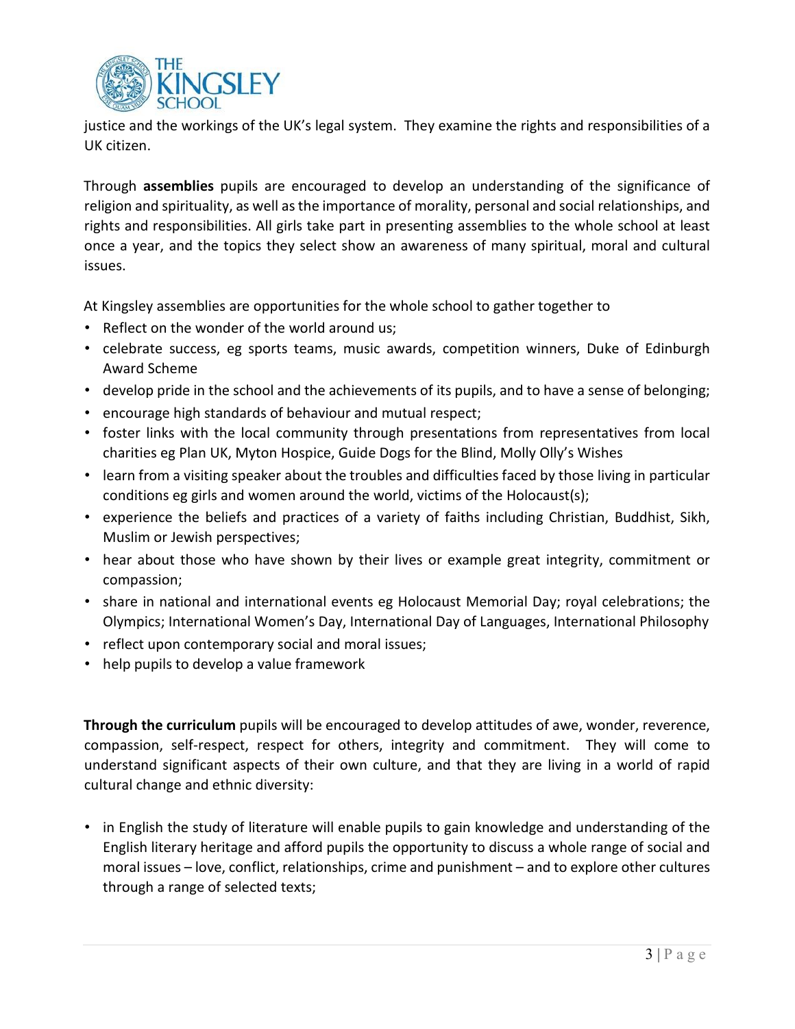justice and the workings of the UK's legal system. They examine the rights and responsibilities of a UK citizen.

Through **assemblies** pupils are encouraged to develop an understanding of the significance of religion and spirituality, as well as the importance of morality, personal and social relationships, and rights and responsibilities. All girls take part in presenting assemblies to the whole school at least once a year, and the topics they select show an awareness of many spiritual, moral and cultural issues.

At Kingsley assemblies are opportunities for the whole school to gather together to

- Reflect on the wonder of the world around us;
- celebrate success, eg sports teams, music awards, competition winners, Duke of Edinburgh Award Scheme
- develop pride in the school and the achievements of its pupils, and to have a sense of belonging;
- encourage high standards of behaviour and mutual respect;
- foster links with the local community through presentations from representatives from local charities eg Plan UK, Myton Hospice, Guide Dogs for the Blind, Molly Olly's Wishes
- learn from a visiting speaker about the troubles and difficulties faced by those living in particular conditions eg girls and women around the world, victims of the Holocaust(s);
- experience the beliefs and practices of a variety of faiths including Christian, Buddhist, Sikh, Muslim or Jewish perspectives;
- hear about those who have shown by their lives or example great integrity, commitment or compassion;
- share in national and international events eg Holocaust Memorial Day; royal celebrations; the Olympics; International Women's Day, International Day of Languages, International Philosophy
- reflect upon contemporary social and moral issues;
- help pupils to develop a value framework

**Through the curriculum** pupils will be encouraged to develop attitudes of awe, wonder, reverence, compassion, self-respect, respect for others, integrity and commitment. They will come to understand significant aspects of their own culture, and that they are living in a world of rapid cultural change and ethnic diversity:

- in English the study of literature will enable pupils to gain knowledge and understanding of the English literary heritage and afford pupils the opportunity to discuss a whole range of social and moral issues – love, conflict, relationships, crime and punishment – and to explore other cultures through a range of selected texts;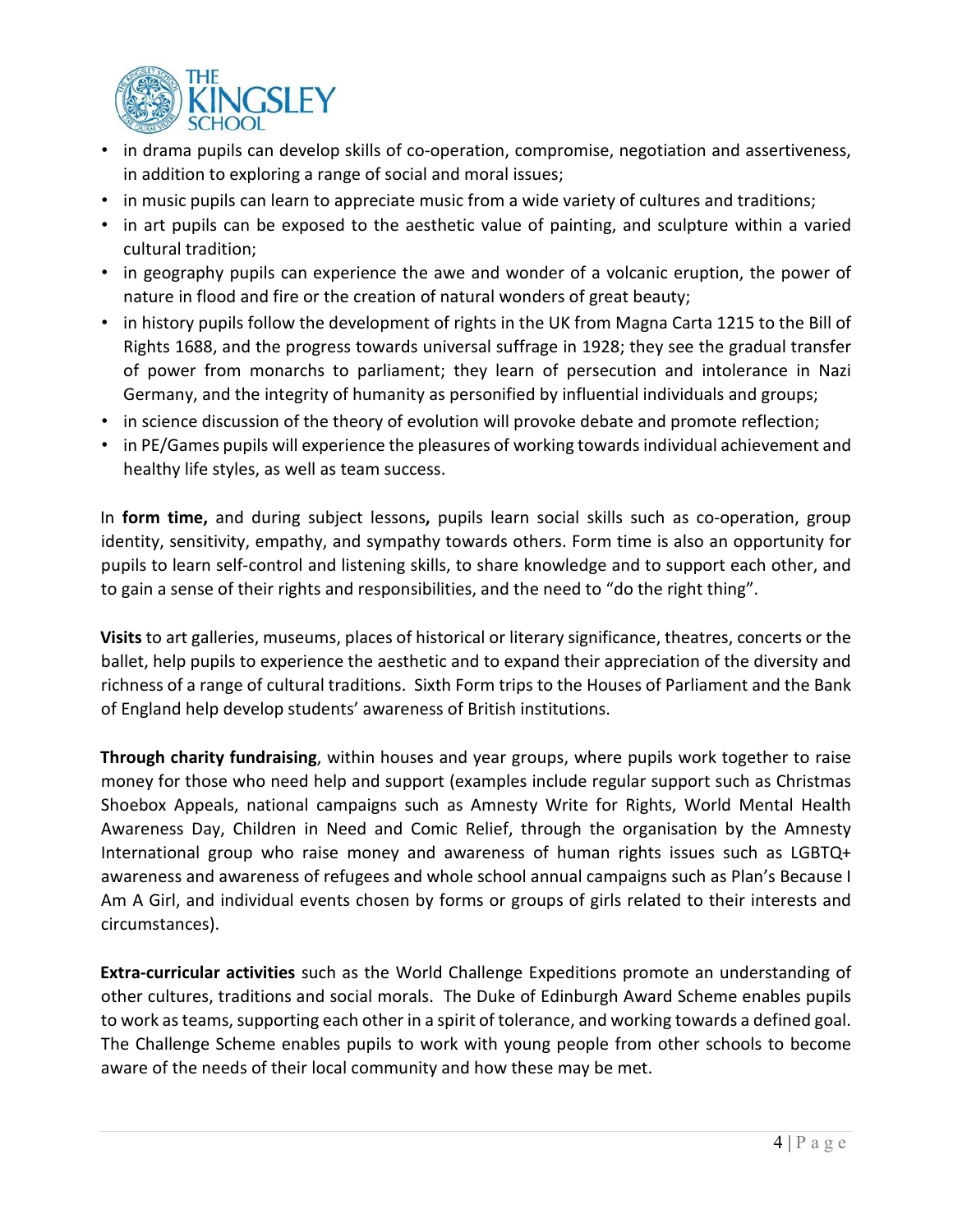- in drama pupils can develop skills of co-operation, compromise, negotiation and assertiveness, in addition to exploring a range of social and moral issues;
- in music pupils can learn to appreciate music from a wide variety of cultures and traditions;
- in art pupils can be exposed to the aesthetic value of painting, and sculpture within a varied cultural tradition;
- in geography pupils can experience the awe and wonder of a volcanic eruption, the power of nature in flood and fire or the creation of natural wonders of great beauty;
- in history pupils follow the development of rights in the UK from Magna Carta 1215 to the Bill of Rights 1688, and the progress towards universal suffrage in 1928; they see the gradual transfer of power from monarchs to parliament; they learn of persecution and intolerance in Nazi Germany, and the integrity of humanity as personified by influential individuals and groups;
- in science discussion of the theory of evolution will provoke debate and promote reflection;
- in PE/Games pupils will experience the pleasures of working towards individual achievement and healthy life styles, as well as team success.

In **form time,** and during subject lessons**,** pupils learn social skills such as co-operation, group identity, sensitivity, empathy, and sympathy towards others. Form time is also an opportunity for pupils to learn self-control and listening skills, to share knowledge and to support each other, and to gain a sense of their rights and responsibilities, and the need to "do the right thing".

**Visits** to art galleries, museums, places of historical or literary significance, theatres, concerts or the ballet, help pupils to experience the aesthetic and to expand their appreciation of the diversity and richness of a range of cultural traditions. Sixth Form trips to the Houses of Parliament and the Bank of England help develop students' awareness of British institutions.

**Through charity fundraising**, within houses and year groups, where pupils work together to raise money for those who need help and support (examples include regular support such as Christmas Shoebox Appeals, national campaigns such as Amnesty Write for Rights, World Mental Health Awareness Day, Children in Need and Comic Relief, through the organisation by the Amnesty International group who raise money and awareness of human rights issues such as LGBTQ+ awareness and awareness of refugees and whole school annual campaigns such as Plan's Because I Am A Girl, and individual events chosen by forms or groups of girls related to their interests and circumstances).

**Extra-curricular activities** such as the World Challenge Expeditions promote an understanding of other cultures, traditions and social morals. The Duke of Edinburgh Award Scheme enables pupils to work as teams, supporting each other in a spirit of tolerance, and working towards a defined goal. The Challenge Scheme enables pupils to work with young people from other schools to become aware of the needs of their local community and how these may be met.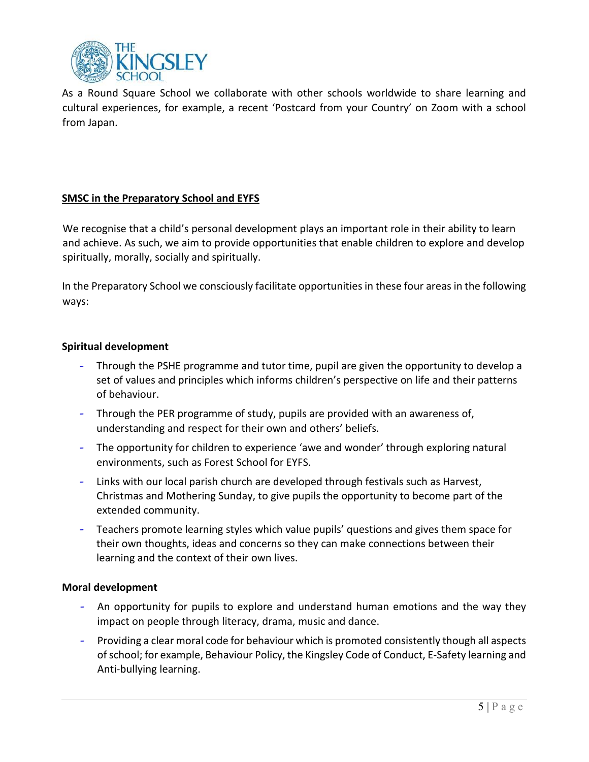As a Round Square School we collaborate with other schools worldwide to share learning and cultural experiences, for example, a recent 'Postcard from your Country' on Zoom with a school from Japan.

## SMSC in the Preparatory School and EYFS

We recognise that a child's personal development plays an important role in their ability to learn and achieve. As such, we aim to provide opportunities that enable children to explore and develop spiritually, morally, socially and spiritually.

In the Preparatory School we consciously facilitate opportunities in these four areas in the following ways:

### Spiritual development

- Through the PSHE programme and tutor time, pupil are given the opportunity to develop a set of values and principles which informs children's perspective on life and their patterns of behaviour.
- Through the PER programme of study, pupils are provided with an awareness of, understanding and respect for their own and others' beliefs.
- The opportunity for children to experience 'awe and wonder' through exploring natural environments, such as Forest School for EYFS.
- Links with our local parish church are developed through festivals such as Harvest, Christmas and Mothering Sunday, to give pupils the opportunity to become part of the extended community.
- Teachers promote learning styles which value pupils' questions and gives them space for their own thoughts, ideas and concerns so they can make connections between their learning and the context of their own lives.

### Moral development

- An opportunity for pupils to explore and understand human emotions and the way they impact on people through literacy, drama, music and dance.
- Providing a clear moral code for behaviour which is promoted consistently though all aspects of school; for example, Behaviour Policy, the Kingsley Code of Conduct, E-Safety learning and Anti-bullying learning.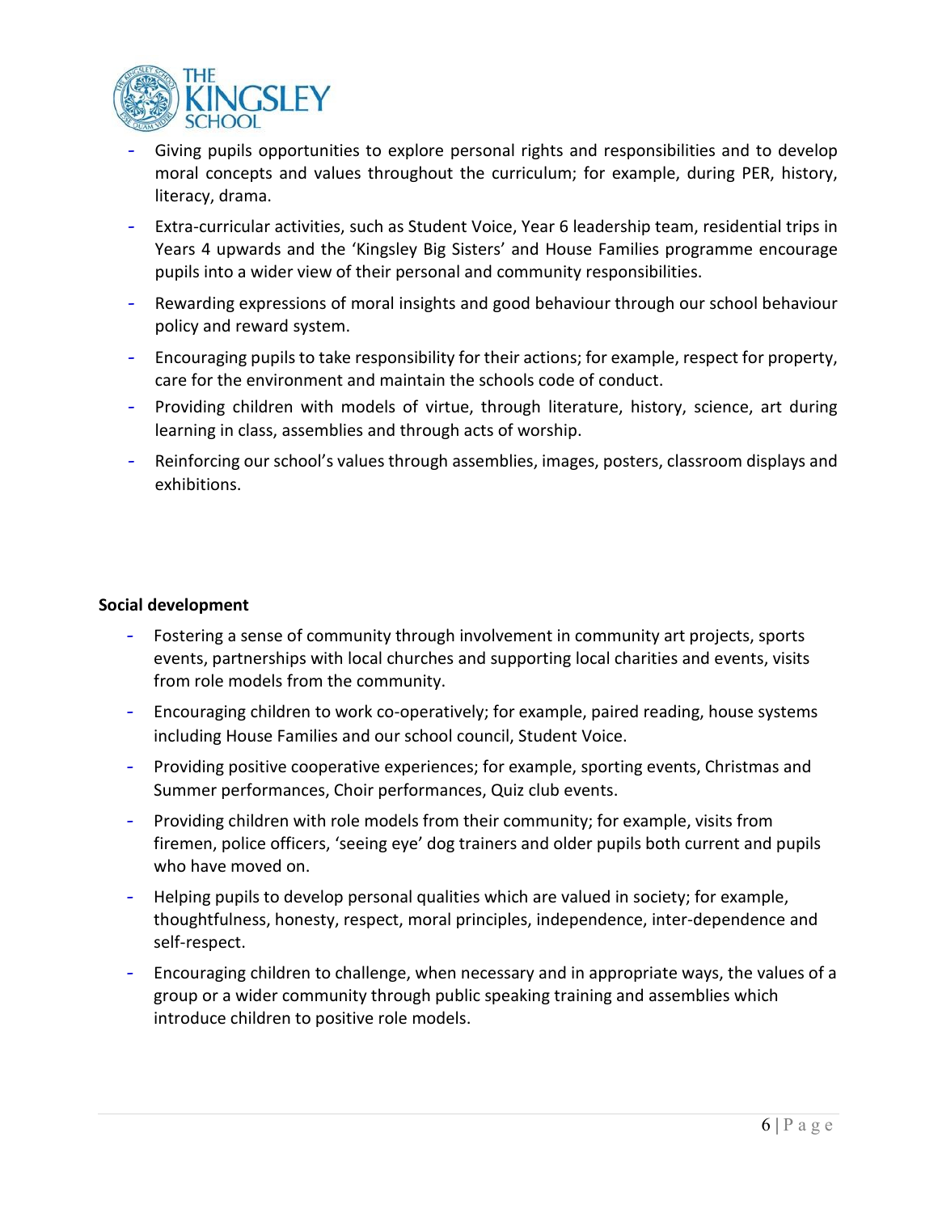- Giving pupils opportunities to explore personal rights and responsibilities and to develop moral concepts and values throughout the curriculum; for example, during PER, history, literacy, drama.
- Extra-curricular activities, such as Student Voice, Year 6 leadership team, residential trips in Years 4 upwards and the 'Kingsley Big Sisters' and House Families programme encourage pupils into a wider view of their personal and community responsibilities.
- Rewarding expressions of moral insights and good behaviour through our school behaviour policy and reward system.
- Encouraging pupils to take responsibility for their actions; for example, respect for property, care for the environment and maintain the schools code of conduct.
- Providing children with models of virtue, through literature, history, science, art during learning in class, assemblies and through acts of worship.
- Reinforcing our school's values through assemblies, images, posters, classroom displays and exhibitions.

**Social development**

- Fostering a sense of community through involvement in community art projects, sports events, partnerships with local churches and supporting local charities and events, visits from role models from the community.
- Encouraging children to work co-operatively; for example, paired reading, house systems including House Families and our school council, Student Voice.
- Providing positive cooperative experiences; for example, sporting events, Christmas and Summer performances, Choir performances, Quiz club events.
- Providing children with role models from their community; for example, visits from firemen, police officers, 'seeing eye' dog trainers and older pupils both current and pupils who have moved on.
- Helping pupils to develop personal qualities which are valued in society; for example, thoughtfulness, honesty, respect, moral principles, independence, inter-dependence and self-respect.
- Encouraging children to challenge, when necessary and in appropriate ways, the values of a group or a wider community through public speaking training and assemblies which introduce children to positive role models.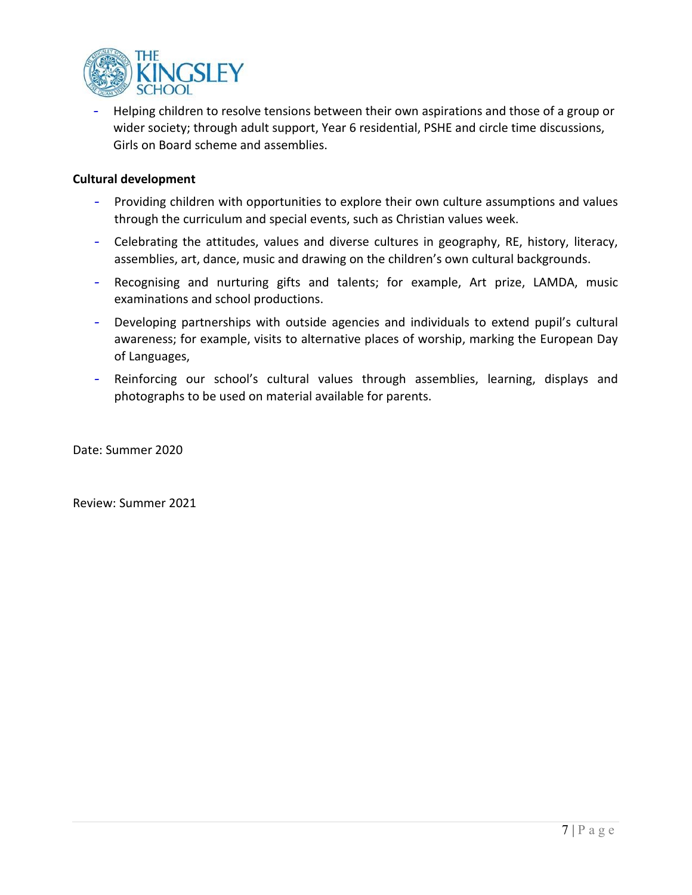- Helping children to resolve tensions between their own aspirations and those of a group or wider society; through adult support, Year 6 residential, PSHE and circle time discussions, Girls on Board scheme and assemblies.

**Cultural development**

- Providing children with opportunities to explore their own culture assumptions and values through the curriculum and special events, such as Christian values week.
- Celebrating the attitudes, values and diverse cultures in geography, RE, history, literacy, assemblies, art, dance, music and drawing on the children's own cultural backgrounds.
- Recognising and nurturing gifts and talents; for example, Art prize, LAMDA, music examinations and school productions.
- Developing partnerships with outside agencies and individuals to extend pupil's cultural awareness; for example, visits to alternative places of worship, marking the European Day of Languages,
- Reinforcing our school's cultural values through assemblies, learning, displays and photographs to be used on material available for parents.

Date: Summer 2020

Review: Summer 2021